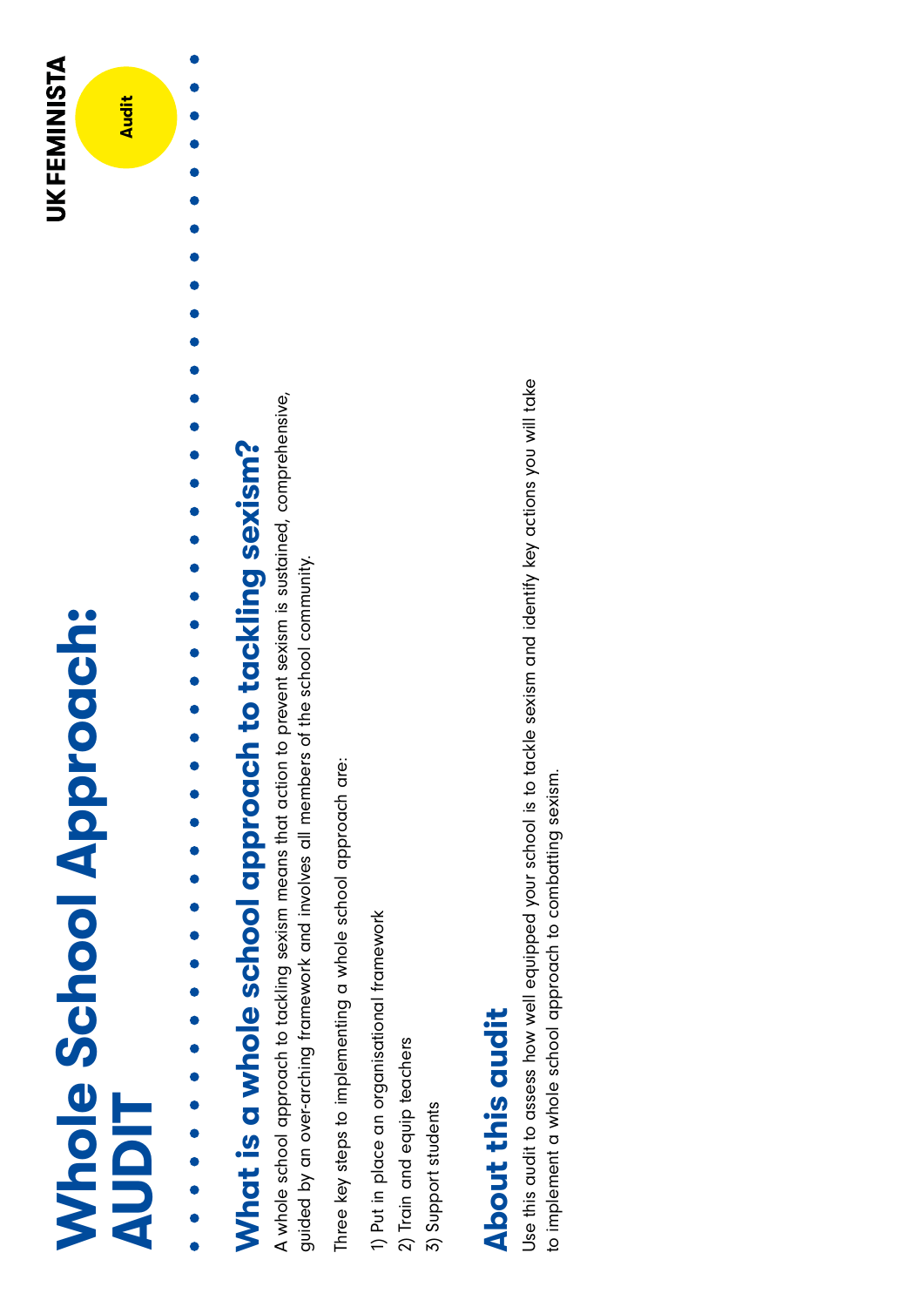# Whole School Approach: AUDIT

UK FEMINISTA

Audit

## What is a whole school approach to tackling sexism?

A whole school approach to tackling sexism means that action to prevent sexism is sustained, comprehensive, guided by an over-arching framework and involves all members of the school community.

Three key steps to implementing a whole school approach are:

1) Put in place an organisational framework
2) Train and equip teachers
3) Support students

## About this audit

Use this audit to assess how well equipped your school is to tackle sexism and identify key actions you will take to implement a whole school approach to combatting sexism.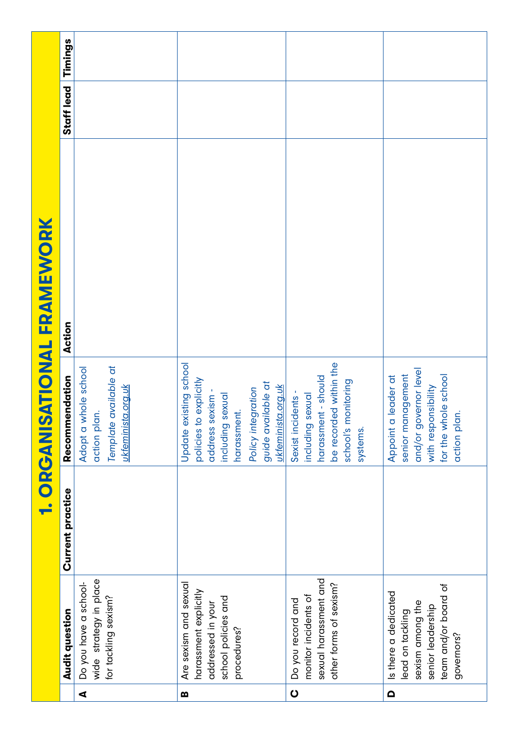# 1. ORGANISATIONAL FRAMEWORK

| | Audit question | Current practice | Recommendation | Action | Staff lead | Timings |
|---|---|---|---|---|---|---|
| A | Do you have a school-wide strategy in place for tackling sexism? | | Adopt a whole school action plan. *Template available at ukfeminista.org.uk* | | | |
| B | Are sexism and sexual harassment explicitly addressed in your school policies and procedures? | | Update existing school policies to explicitly address sexism - including sexual harassment. *Policy integration guide available at ukfeminista.org.uk* | | | |
| C | Do you record and monitor incidents of sexual harassment and other forms of sexism? | | Sexist incidents - including sexual harassment - should be recorded within the school's monitoring systems. | | | |
| D | Is there a dedicated lead on tackling sexism among the senior leadership team and/or board of governors? | | Appoint a leader at senior management and/or governor level with responsibility for the whole school action plan. | | | |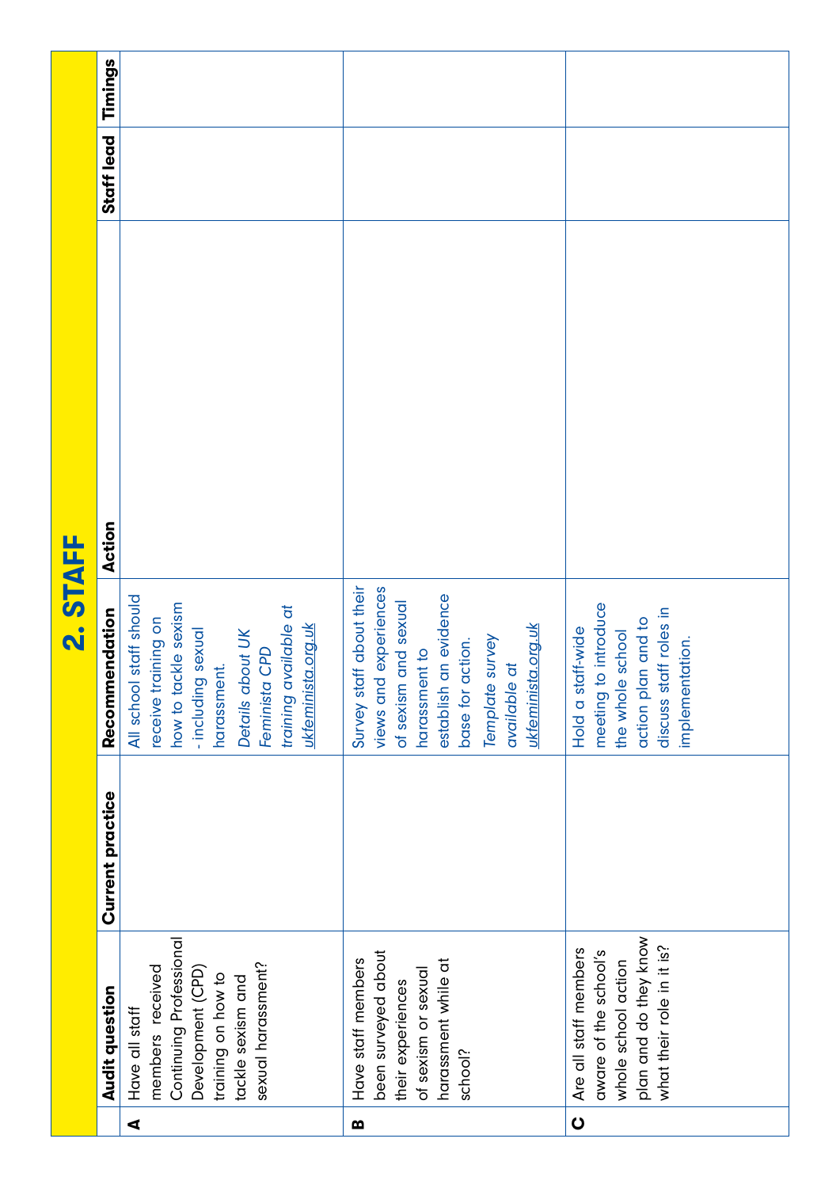# 2. STAFF

| | Audit question | Current practice | Recommendation | Action | Staff lead | Timings |
|---|---|---|---|---|---|---|
| A | Have all staff members received Continuing Professional Development (CPD) training on how to tackle sexism and sexual harassment? | | All school staff should receive training on how to tackle sexism - including sexual harassment. *Details about UK Feminista CPD training available at ukfeminista.org.uk* | | | |
| B | Have staff members been surveyed about their experiences of sexism or sexual harassment while at school? | | Survey staff about their views and experiences of sexism and sexual harassment to establish an evidence base for action. *Template survey available at ukfeminista.org.uk* | | | |
| C | Are all staff members aware of the school's whole school action plan and do they know what their role in it is? | | Hold a staff-wide meeting to introduce the whole school action plan and to discuss staff roles in implementation. | | | |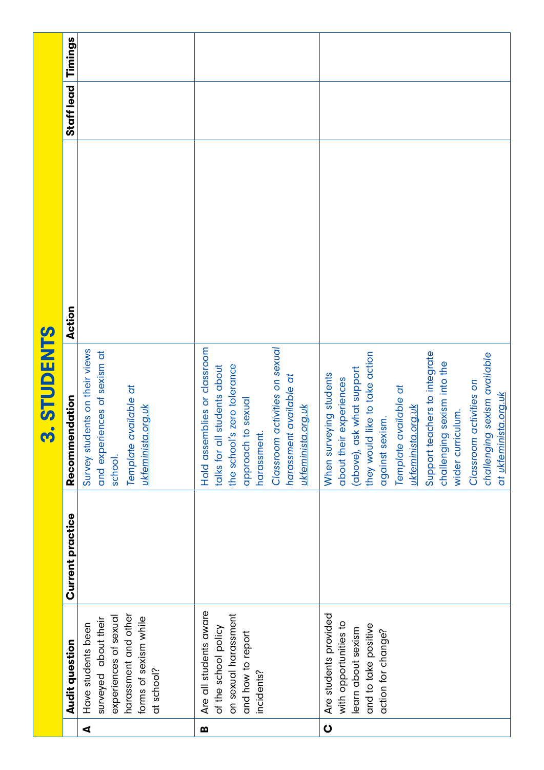# 3. STUDENTS

| | Audit question | Current practice | Recommendation | Action | Staff lead | Timings |
|---|---|---|---|---|---|---|
| A | Have students been surveyed about their experiences of sexual harassment and other forms of sexism while at school? | | Survey students on their views and experiences of sexism at school. *Template available at [ukfeminista.org.uk](ukfeminista.org.uk)* | | | |
| B | Are all students aware of the school policy on sexual harassment and how to report incidents? | | Hold assemblies or classroom talks for all students about the school's zero tolerance approach to sexual harassment. *Classroom activities on sexual harassment available at [ukfeminista.org.uk](ukfeminista.org.uk)* | | | |
| C | Are students provided with opportunities to learn about sexism and to take positive action for change? | | When surveying students about their experiences (above), ask what support they would like to take action against sexism. *Template available at [ukfeminista.org.uk](ukfeminista.org.uk)* Support teachers to integrate challenging sexism into the wider curriculum. *Classroom activities on challenging sexism available at [ukfeminista.org.uk](ukfeminista.org.uk)* | | | |